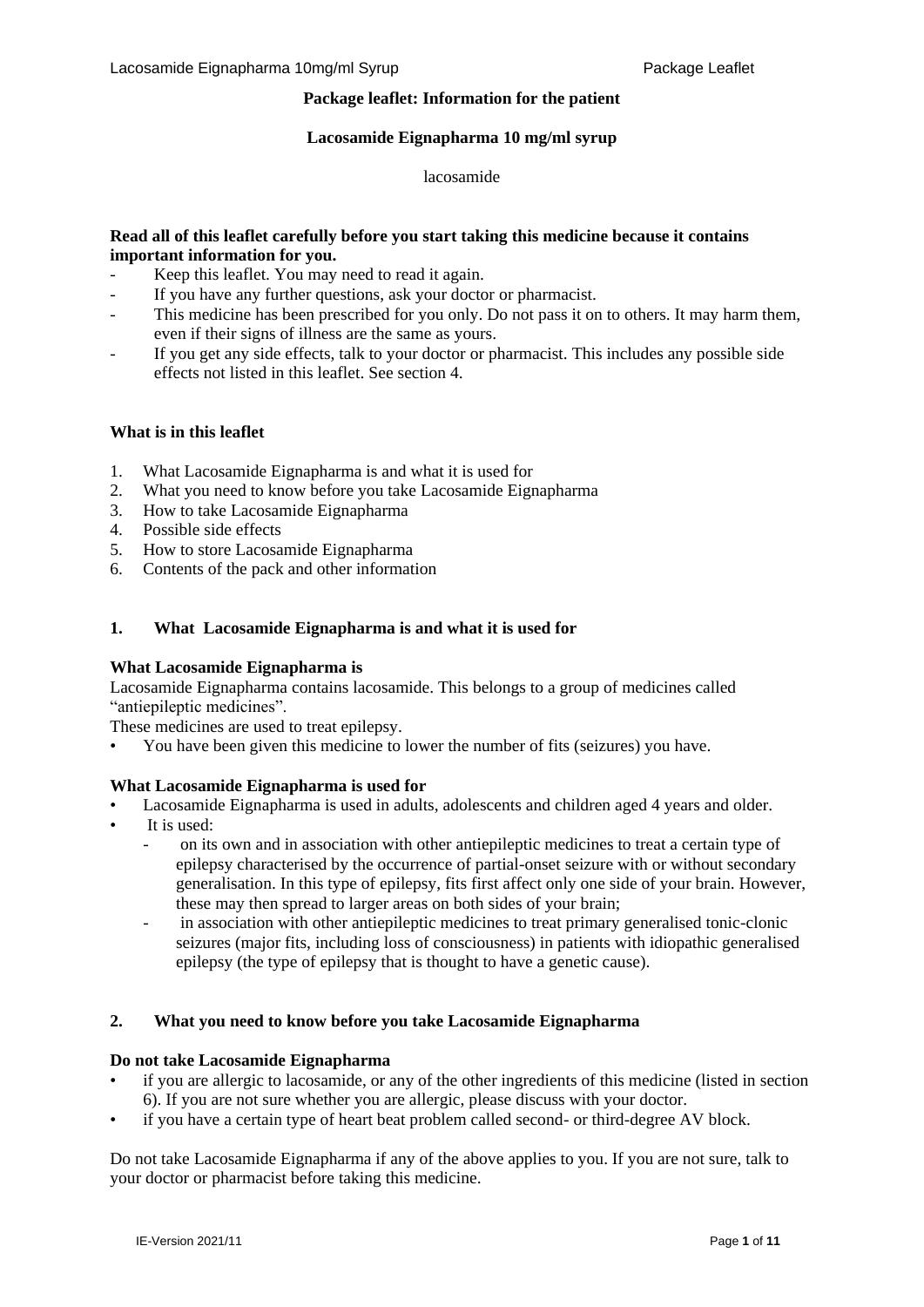**Package leaflet: Information for the patient**

**Lacosamide Eignapharma 10 mg/ml syrup**

lacosamide

**Read all of this leaflet carefully before you start taking this medicine because it contains important information for you.**

- Keep this leaflet. You may need to read it again.
- If you have any further questions, ask your doctor or pharmacist.
- This medicine has been prescribed for you only. Do not pass it on to others. It may harm them, even if their signs of illness are the same as yours.
- If you get any side effects, talk to your doctor or pharmacist. This includes any possible side effects not listed in this leaflet. See section 4.

**What is in this leaflet**

1. What Lacosamide Eignapharma is and what it is used for
2. What you need to know before you take Lacosamide Eignapharma
3. How to take Lacosamide Eignapharma
4. Possible side effects
5. How to store Lacosamide Eignapharma
6. Contents of the pack and other information

## 1. What Lacosamide Eignapharma is and what it is used for

**What Lacosamide Eignapharma is**

Lacosamide Eignapharma contains lacosamide. This belongs to a group of medicines called "antiepileptic medicines".

These medicines are used to treat epilepsy.

- You have been given this medicine to lower the number of fits (seizures) you have.

**What Lacosamide Eignapharma is used for**

- Lacosamide Eignapharma is used in adults, adolescents and children aged 4 years and older.
- It is used:
  - on its own and in association with other antiepileptic medicines to treat a certain type of epilepsy characterised by the occurrence of partial-onset seizure with or without secondary generalisation. In this type of epilepsy, fits first affect only one side of your brain. However, these may then spread to larger areas on both sides of your brain;
  - in association with other antiepileptic medicines to treat primary generalised tonic-clonic seizures (major fits, including loss of consciousness) in patients with idiopathic generalised epilepsy (the type of epilepsy that is thought to have a genetic cause).

## 2. What you need to know before you take Lacosamide Eignapharma

**Do not take Lacosamide Eignapharma**

- if you are allergic to lacosamide, or any of the other ingredients of this medicine (listed in section 6). If you are not sure whether you are allergic, please discuss with your doctor.
- if you have a certain type of heart beat problem called second- or third-degree AV block.

Do not take Lacosamide Eignapharma if any of the above applies to you. If you are not sure, talk to your doctor or pharmacist before taking this medicine.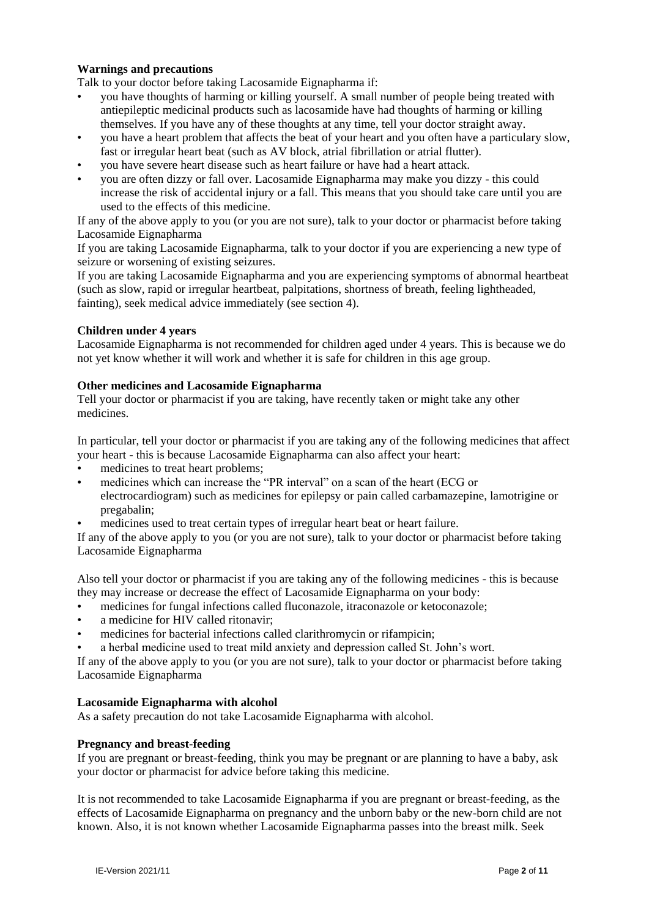**Warnings and precautions**

Talk to your doctor before taking Lacosamide Eignapharma if:

- you have thoughts of harming or killing yourself. A small number of people being treated with antiepileptic medicinal products such as lacosamide have had thoughts of harming or killing themselves. If you have any of these thoughts at any time, tell your doctor straight away.
- you have a heart problem that affects the beat of your heart and you often have a particulary slow, fast or irregular heart beat (such as AV block, atrial fibrillation or atrial flutter).
- you have severe heart disease such as heart failure or have had a heart attack.
- you are often dizzy or fall over. Lacosamide Eignapharma may make you dizzy - this could increase the risk of accidental injury or a fall. This means that you should take care until you are used to the effects of this medicine.

If any of the above apply to you (or you are not sure), talk to your doctor or pharmacist before taking Lacosamide Eignapharma

If you are taking Lacosamide Eignapharma, talk to your doctor if you are experiencing a new type of seizure or worsening of existing seizures.

If you are taking Lacosamide Eignapharma and you are experiencing symptoms of abnormal heartbeat (such as slow, rapid or irregular heartbeat, palpitations, shortness of breath, feeling lightheaded, fainting), seek medical advice immediately (see section 4).

**Children under 4 years**

Lacosamide Eignapharma is not recommended for children aged under 4 years. This is because we do not yet know whether it will work and whether it is safe for children in this age group.

**Other medicines and Lacosamide Eignapharma**

Tell your doctor or pharmacist if you are taking, have recently taken or might take any other medicines.

In particular, tell your doctor or pharmacist if you are taking any of the following medicines that affect your heart - this is because Lacosamide Eignapharma can also affect your heart:

- medicines to treat heart problems;
- medicines which can increase the "PR interval" on a scan of the heart (ECG or electrocardiogram) such as medicines for epilepsy or pain called carbamazepine, lamotrigine or pregabalin;
- medicines used to treat certain types of irregular heart beat or heart failure.

If any of the above apply to you (or you are not sure), talk to your doctor or pharmacist before taking Lacosamide Eignapharma

Also tell your doctor or pharmacist if you are taking any of the following medicines - this is because they may increase or decrease the effect of Lacosamide Eignapharma on your body:

- medicines for fungal infections called fluconazole, itraconazole or ketoconazole;
- a medicine for HIV called ritonavir;
- medicines for bacterial infections called clarithromycin or rifampicin;
- a herbal medicine used to treat mild anxiety and depression called St. John's wort.

If any of the above apply to you (or you are not sure), talk to your doctor or pharmacist before taking Lacosamide Eignapharma

**Lacosamide Eignapharma with alcohol**

As a safety precaution do not take Lacosamide Eignapharma with alcohol.

**Pregnancy and breast-feeding**

If you are pregnant or breast-feeding, think you may be pregnant or are planning to have a baby, ask your doctor or pharmacist for advice before taking this medicine.

It is not recommended to take Lacosamide Eignapharma if you are pregnant or breast-feeding, as the effects of Lacosamide Eignapharma on pregnancy and the unborn baby or the new-born child are not known. Also, it is not known whether Lacosamide Eignapharma passes into the breast milk. Seek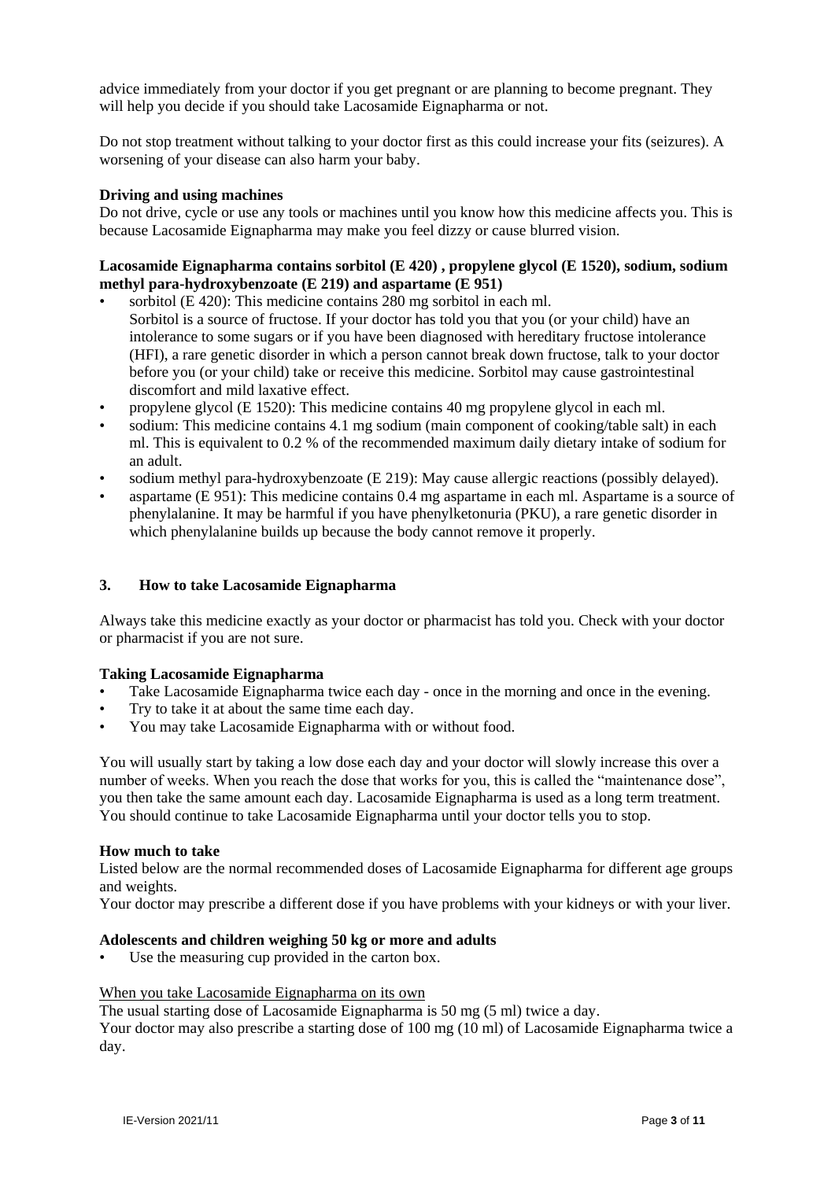advice immediately from your doctor if you get pregnant or are planning to become pregnant. They will help you decide if you should take Lacosamide Eignapharma or not.

Do not stop treatment without talking to your doctor first as this could increase your fits (seizures). A worsening of your disease can also harm your baby.

**Driving and using machines**

Do not drive, cycle or use any tools or machines until you know how this medicine affects you. This is because Lacosamide Eignapharma may make you feel dizzy or cause blurred vision.

**Lacosamide Eignapharma contains sorbitol (E 420) , propylene glycol (E 1520), sodium, sodium methyl para-hydroxybenzoate (E 219) and aspartame (E 951)**

- sorbitol (E 420): This medicine contains 280 mg sorbitol in each ml.
  Sorbitol is a source of fructose. If your doctor has told you that you (or your child) have an intolerance to some sugars or if you have been diagnosed with hereditary fructose intolerance (HFI), a rare genetic disorder in which a person cannot break down fructose, talk to your doctor before you (or your child) take or receive this medicine. Sorbitol may cause gastrointestinal discomfort and mild laxative effect.
- propylene glycol (E 1520): This medicine contains 40 mg propylene glycol in each ml.
- sodium: This medicine contains 4.1 mg sodium (main component of cooking/table salt) in each ml. This is equivalent to 0.2 % of the recommended maximum daily dietary intake of sodium for an adult.
- sodium methyl para-hydroxybenzoate (E 219): May cause allergic reactions (possibly delayed).
- aspartame (E 951): This medicine contains 0.4 mg aspartame in each ml. Aspartame is a source of phenylalanine. It may be harmful if you have phenylketonuria (PKU), a rare genetic disorder in which phenylalanine builds up because the body cannot remove it properly.

## 3. How to take Lacosamide Eignapharma

Always take this medicine exactly as your doctor or pharmacist has told you. Check with your doctor or pharmacist if you are not sure.

**Taking Lacosamide Eignapharma**

- Take Lacosamide Eignapharma twice each day - once in the morning and once in the evening.
- Try to take it at about the same time each day.
- You may take Lacosamide Eignapharma with or without food.

You will usually start by taking a low dose each day and your doctor will slowly increase this over a number of weeks. When you reach the dose that works for you, this is called the "maintenance dose", you then take the same amount each day. Lacosamide Eignapharma is used as a long term treatment. You should continue to take Lacosamide Eignapharma until your doctor tells you to stop.

**How much to take**

Listed below are the normal recommended doses of Lacosamide Eignapharma for different age groups and weights.

Your doctor may prescribe a different dose if you have problems with your kidneys or with your liver.

**Adolescents and children weighing 50 kg or more and adults**

- Use the measuring cup provided in the carton box.

<u>When you take Lacosamide Eignapharma on its own</u>

The usual starting dose of Lacosamide Eignapharma is 50 mg (5 ml) twice a day.

Your doctor may also prescribe a starting dose of 100 mg (10 ml) of Lacosamide Eignapharma twice a day.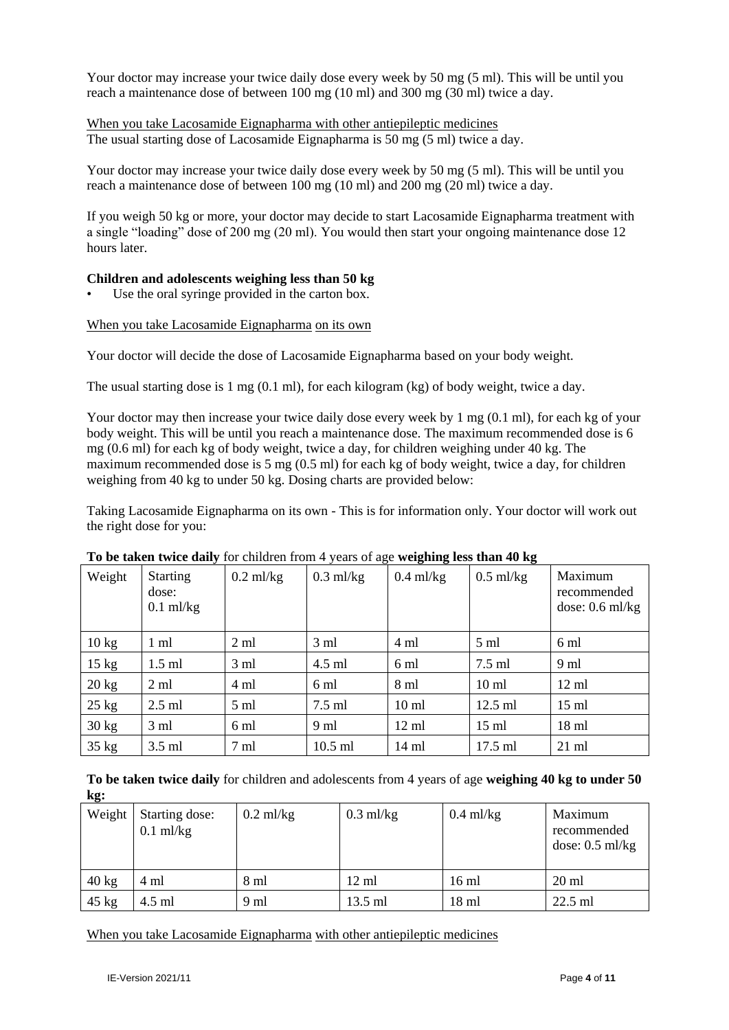Your doctor may increase your twice daily dose every week by 50 mg (5 ml). This will be until you reach a maintenance dose of between 100 mg (10 ml) and 300 mg (30 ml) twice a day.

When you take Lacosamide Eignapharma with other antiepileptic medicines
The usual starting dose of Lacosamide Eignapharma is 50 mg (5 ml) twice a day.

Your doctor may increase your twice daily dose every week by 50 mg (5 ml). This will be until you reach a maintenance dose of between 100 mg (10 ml) and 200 mg (20 ml) twice a day.

If you weigh 50 kg or more, your doctor may decide to start Lacosamide Eignapharma treatment with a single "loading" dose of 200 mg (20 ml). You would then start your ongoing maintenance dose 12 hours later.

**Children and adolescents weighing less than 50 kg**

- Use the oral syringe provided in the carton box.

When you take Lacosamide Eignapharma on its own

Your doctor will decide the dose of Lacosamide Eignapharma based on your body weight.

The usual starting dose is 1 mg (0.1 ml), for each kilogram (kg) of body weight, twice a day.

Your doctor may then increase your twice daily dose every week by 1 mg (0.1 ml), for each kg of your body weight. This will be until you reach a maintenance dose. The maximum recommended dose is 6 mg (0.6 ml) for each kg of body weight, twice a day, for children weighing under 40 kg. The maximum recommended dose is 5 mg (0.5 ml) for each kg of body weight, twice a day, for children weighing from 40 kg to under 50 kg. Dosing charts are provided below:

Taking Lacosamide Eignapharma on its own - This is for information only. Your doctor will work out the right dose for you:

**To be taken twice daily** for children from 4 years of age **weighing less than 40 kg**

| Weight | Starting dose: 0.1 ml/kg | 0.2 ml/kg | 0.3 ml/kg | 0.4 ml/kg | 0.5 ml/kg | Maximum recommended dose: 0.6 ml/kg |
|---|---|---|---|---|---|---|
| 10 kg | 1 ml | 2 ml | 3 ml | 4 ml | 5 ml | 6 ml |
| 15 kg | 1.5 ml | 3 ml | 4.5 ml | 6 ml | 7.5 ml | 9 ml |
| 20 kg | 2 ml | 4 ml | 6 ml | 8 ml | 10 ml | 12 ml |
| 25 kg | 2.5 ml | 5 ml | 7.5 ml | 10 ml | 12.5 ml | 15 ml |
| 30 kg | 3 ml | 6 ml | 9 ml | 12 ml | 15 ml | 18 ml |
| 35 kg | 3.5 ml | 7 ml | 10.5 ml | 14 ml | 17.5 ml | 21 ml |

**To be taken twice daily** for children and adolescents from 4 years of age **weighing 40 kg to under 50 kg:**

| Weight | Starting dose: 0.1 ml/kg | 0.2 ml/kg | 0.3 ml/kg | 0.4 ml/kg | Maximum recommended dose: 0.5 ml/kg |
|---|---|---|---|---|---|
| 40 kg | 4 ml | 8 ml | 12 ml | 16 ml | 20 ml |
| 45 kg | 4.5 ml | 9 ml | 13.5 ml | 18 ml | 22.5 ml |

When you take Lacosamide Eignapharma with other antiepileptic medicines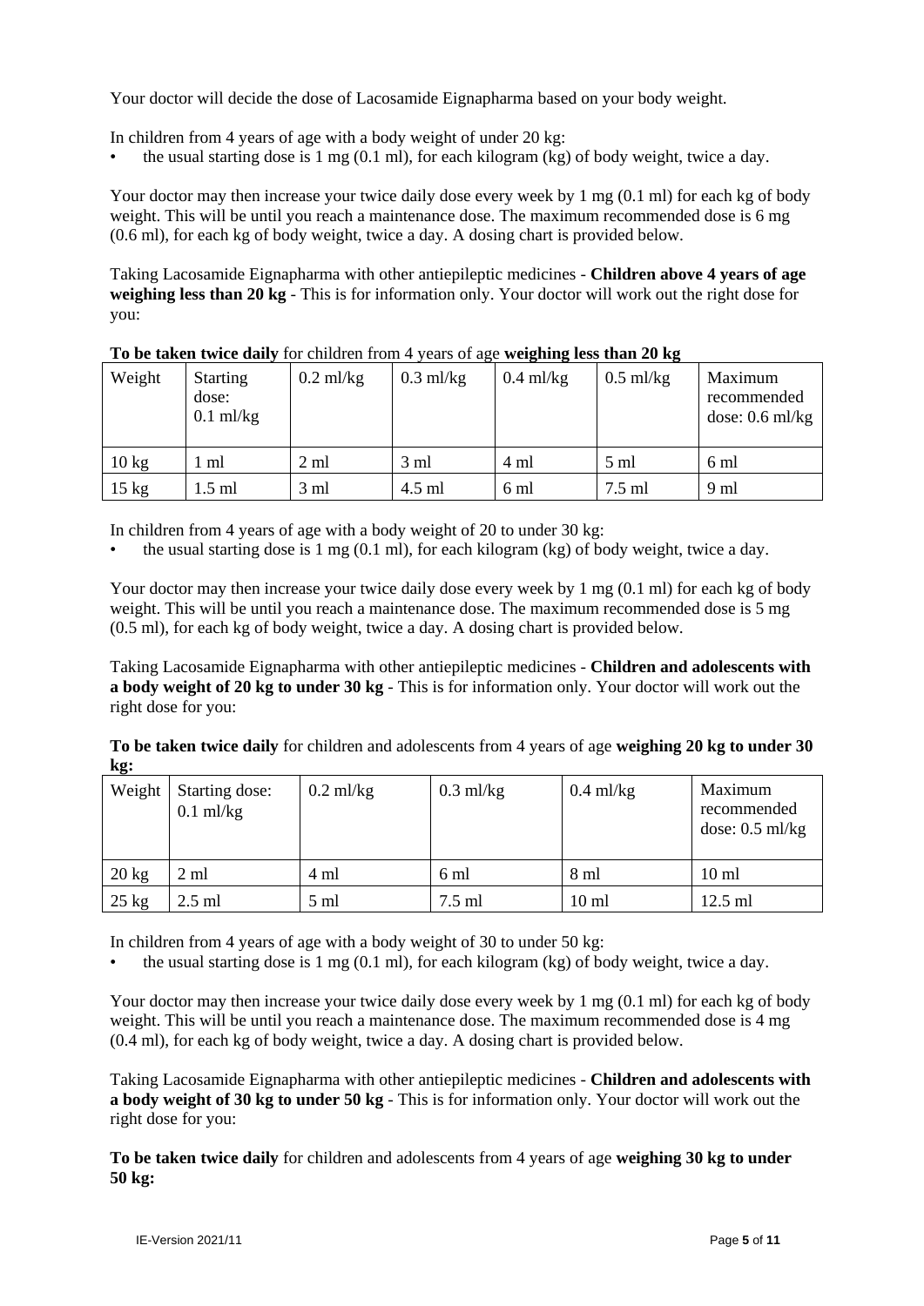Your doctor will decide the dose of Lacosamide Eignapharma based on your body weight.

In children from 4 years of age with a body weight of under 20 kg:

- the usual starting dose is 1 mg (0.1 ml), for each kilogram (kg) of body weight, twice a day.

Your doctor may then increase your twice daily dose every week by 1 mg (0.1 ml) for each kg of body weight. This will be until you reach a maintenance dose. The maximum recommended dose is 6 mg (0.6 ml), for each kg of body weight, twice a day. A dosing chart is provided below.

Taking Lacosamide Eignapharma with other antiepileptic medicines - **Children above 4 years of age weighing less than 20 kg** - This is for information only. Your doctor will work out the right dose for you:

**To be taken twice daily** for children from 4 years of age **weighing less than 20 kg**

| Weight | Starting dose: 0.1 ml/kg | 0.2 ml/kg | 0.3 ml/kg | 0.4 ml/kg | 0.5 ml/kg | Maximum recommended dose: 0.6 ml/kg |
|---|---|---|---|---|---|---|
| 10 kg | 1 ml | 2 ml | 3 ml | 4 ml | 5 ml | 6 ml |
| 15 kg | 1.5 ml | 3 ml | 4.5 ml | 6 ml | 7.5 ml | 9 ml |

In children from 4 years of age with a body weight of 20 to under 30 kg:

- the usual starting dose is 1 mg (0.1 ml), for each kilogram (kg) of body weight, twice a day.

Your doctor may then increase your twice daily dose every week by 1 mg (0.1 ml) for each kg of body weight. This will be until you reach a maintenance dose. The maximum recommended dose is 5 mg (0.5 ml), for each kg of body weight, twice a day. A dosing chart is provided below.

Taking Lacosamide Eignapharma with other antiepileptic medicines - **Children and adolescents with a body weight of 20 kg to under 30 kg** - This is for information only. Your doctor will work out the right dose for you:

**To be taken twice daily** for children and adolescents from 4 years of age **weighing 20 kg to under 30 kg:**

| Weight | Starting dose: 0.1 ml/kg | 0.2 ml/kg | 0.3 ml/kg | 0.4 ml/kg | Maximum recommended dose: 0.5 ml/kg |
|---|---|---|---|---|---|
| 20 kg | 2 ml | 4 ml | 6 ml | 8 ml | 10 ml |
| 25 kg | 2.5 ml | 5 ml | 7.5 ml | 10 ml | 12.5 ml |

In children from 4 years of age with a body weight of 30 to under 50 kg:

- the usual starting dose is 1 mg (0.1 ml), for each kilogram (kg) of body weight, twice a day.

Your doctor may then increase your twice daily dose every week by 1 mg (0.1 ml) for each kg of body weight. This will be until you reach a maintenance dose. The maximum recommended dose is 4 mg (0.4 ml), for each kg of body weight, twice a day. A dosing chart is provided below.

Taking Lacosamide Eignapharma with other antiepileptic medicines - **Children and adolescents with a body weight of 30 kg to under 50 kg** - This is for information only. Your doctor will work out the right dose for you:

**To be taken twice daily** for children and adolescents from 4 years of age **weighing 30 kg to under 50 kg:**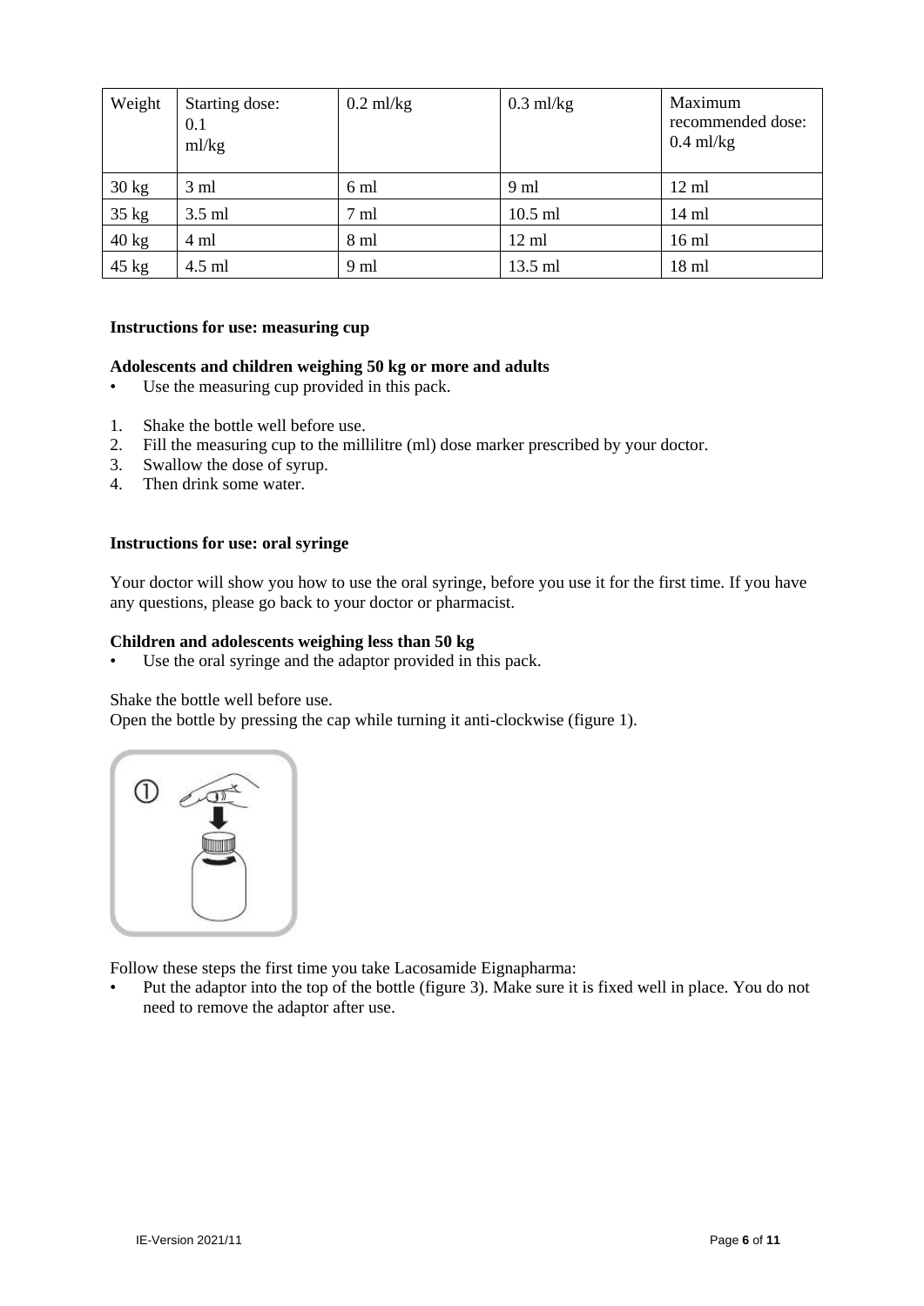| Weight | Starting dose: 0.1 ml/kg | 0.2 ml/kg | 0.3 ml/kg | Maximum recommended dose: 0.4 ml/kg |
|---|---|---|---|---|
| 30 kg | 3 ml | 6 ml | 9 ml | 12 ml |
| 35 kg | 3.5 ml | 7 ml | 10.5 ml | 14 ml |
| 40 kg | 4 ml | 8 ml | 12 ml | 16 ml |
| 45 kg | 4.5 ml | 9 ml | 13.5 ml | 18 ml |

**Instructions for use: measuring cup**

**Adolescents and children weighing 50 kg or more and adults**

- Use the measuring cup provided in this pack.

1. Shake the bottle well before use.
2. Fill the measuring cup to the millilitre (ml) dose marker prescribed by your doctor.
3. Swallow the dose of syrup.
4. Then drink some water.

**Instructions for use: oral syringe**

Your doctor will show you how to use the oral syringe, before you use it for the first time. If you have any questions, please go back to your doctor or pharmacist.

**Children and adolescents weighing less than 50 kg**

- Use the oral syringe and the adaptor provided in this pack.

Shake the bottle well before use.
Open the bottle by pressing the cap while turning it anti-clockwise (figure 1).

Follow these steps the first time you take Lacosamide Eignapharma:

- Put the adaptor into the top of the bottle (figure 3). Make sure it is fixed well in place. You do not need to remove the adaptor after use.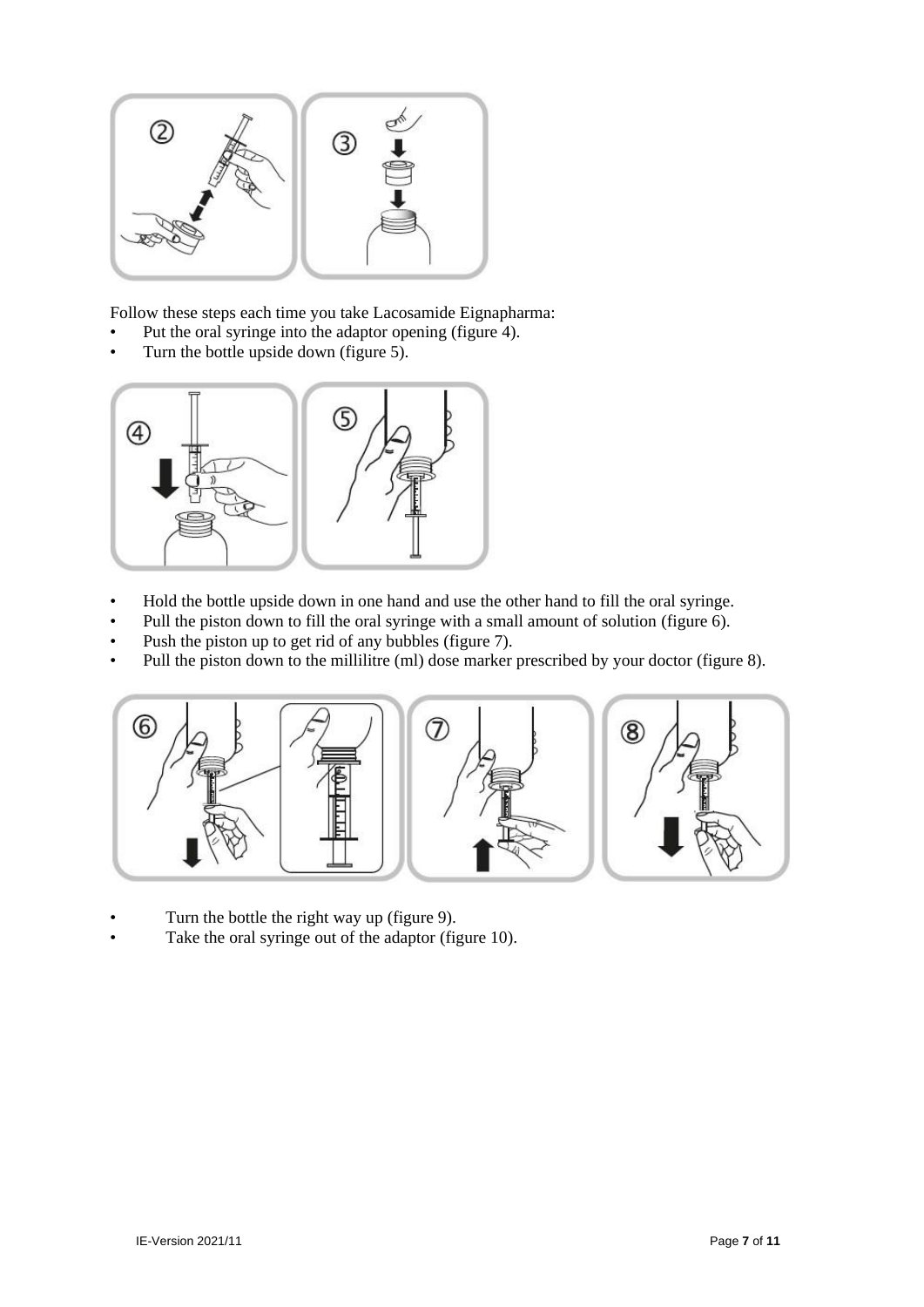Follow these steps each time you take Lacosamide Eignapharma:

- Put the oral syringe into the adaptor opening (figure 4).
- Turn the bottle upside down (figure 5).

- Hold the bottle upside down in one hand and use the other hand to fill the oral syringe.
- Pull the piston down to fill the oral syringe with a small amount of solution (figure 6).
- Push the piston up to get rid of any bubbles (figure 7).
- Pull the piston down to the millilitre (ml) dose marker prescribed by your doctor (figure 8).

- Turn the bottle the right way up (figure 9).
- Take the oral syringe out of the adaptor (figure 10).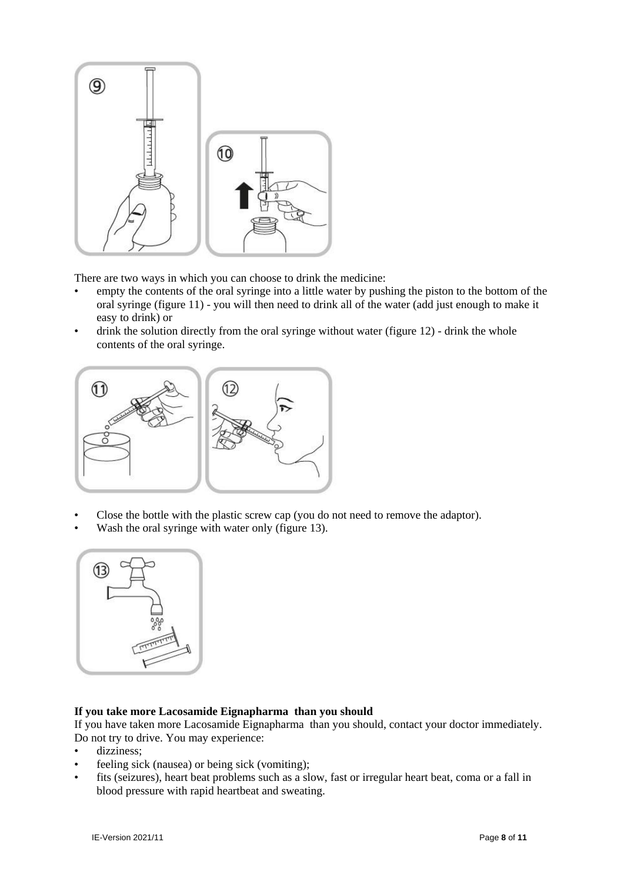There are two ways in which you can choose to drink the medicine:

- empty the contents of the oral syringe into a little water by pushing the piston to the bottom of the oral syringe (figure 11) - you will then need to drink all of the water (add just enough to make it easy to drink) or
- drink the solution directly from the oral syringe without water (figure 12) - drink the whole contents of the oral syringe.

- Close the bottle with the plastic screw cap (you do not need to remove the adaptor).
- Wash the oral syringe with water only (figure 13).

**If you take more Lacosamide Eignapharma than you should**

If you have taken more Lacosamide Eignapharma than you should, contact your doctor immediately. Do not try to drive. You may experience:

- dizziness;
- feeling sick (nausea) or being sick (vomiting);
- fits (seizures), heart beat problems such as a slow, fast or irregular heart beat, coma or a fall in blood pressure with rapid heartbeat and sweating.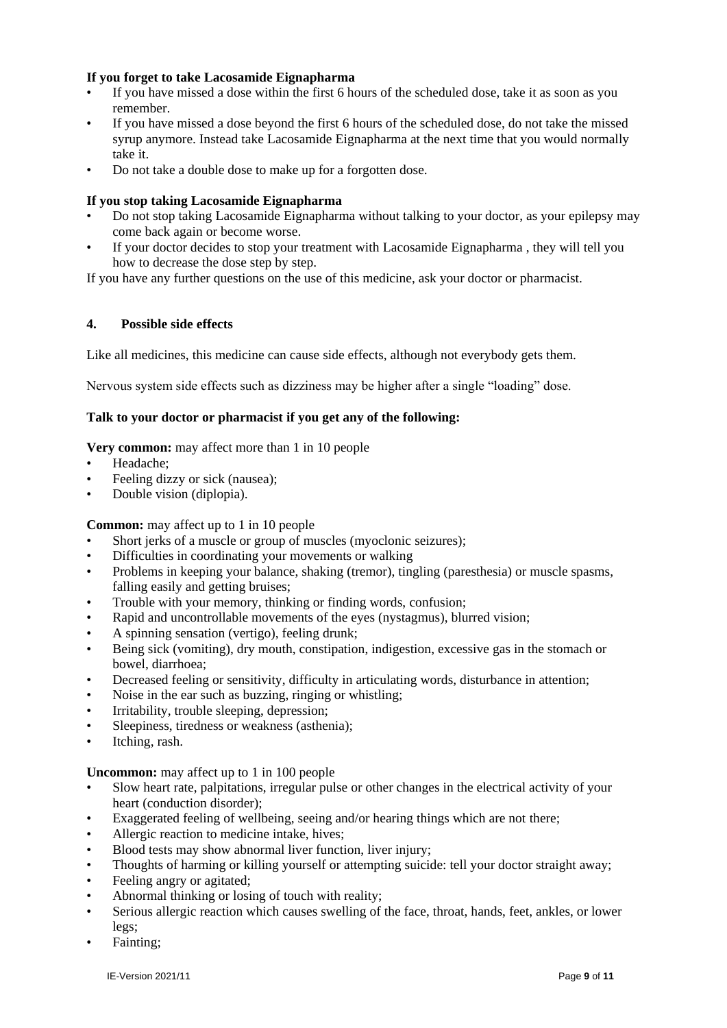**If you forget to take Lacosamide Eignapharma**

- If you have missed a dose within the first 6 hours of the scheduled dose, take it as soon as you remember.
- If you have missed a dose beyond the first 6 hours of the scheduled dose, do not take the missed syrup anymore. Instead take Lacosamide Eignapharma at the next time that you would normally take it.
- Do not take a double dose to make up for a forgotten dose.

**If you stop taking Lacosamide Eignapharma**

- Do not stop taking Lacosamide Eignapharma without talking to your doctor, as your epilepsy may come back again or become worse.
- If your doctor decides to stop your treatment with Lacosamide Eignapharma , they will tell you how to decrease the dose step by step.

If you have any further questions on the use of this medicine, ask your doctor or pharmacist.

## 4. Possible side effects

Like all medicines, this medicine can cause side effects, although not everybody gets them.

Nervous system side effects such as dizziness may be higher after a single "loading" dose.

**Talk to your doctor or pharmacist if you get any of the following:**

**Very common:** may affect more than 1 in 10 people

- Headache;
- Feeling dizzy or sick (nausea);
- Double vision (diplopia).

**Common:** may affect up to 1 in 10 people

- Short jerks of a muscle or group of muscles (myoclonic seizures);
- Difficulties in coordinating your movements or walking
- Problems in keeping your balance, shaking (tremor), tingling (paresthesia) or muscle spasms, falling easily and getting bruises;
- Trouble with your memory, thinking or finding words, confusion;
- Rapid and uncontrollable movements of the eyes (nystagmus), blurred vision;
- A spinning sensation (vertigo), feeling drunk;
- Being sick (vomiting), dry mouth, constipation, indigestion, excessive gas in the stomach or bowel, diarrhoea;
- Decreased feeling or sensitivity, difficulty in articulating words, disturbance in attention;
- Noise in the ear such as buzzing, ringing or whistling;
- Irritability, trouble sleeping, depression;
- Sleepiness, tiredness or weakness (asthenia);
- Itching, rash.

**Uncommon:** may affect up to 1 in 100 people

- Slow heart rate, palpitations, irregular pulse or other changes in the electrical activity of your heart (conduction disorder);
- Exaggerated feeling of wellbeing, seeing and/or hearing things which are not there;
- Allergic reaction to medicine intake, hives;
- Blood tests may show abnormal liver function, liver injury;
- Thoughts of harming or killing yourself or attempting suicide: tell your doctor straight away;
- Feeling angry or agitated;
- Abnormal thinking or losing of touch with reality;
- Serious allergic reaction which causes swelling of the face, throat, hands, feet, ankles, or lower legs;
- Fainting;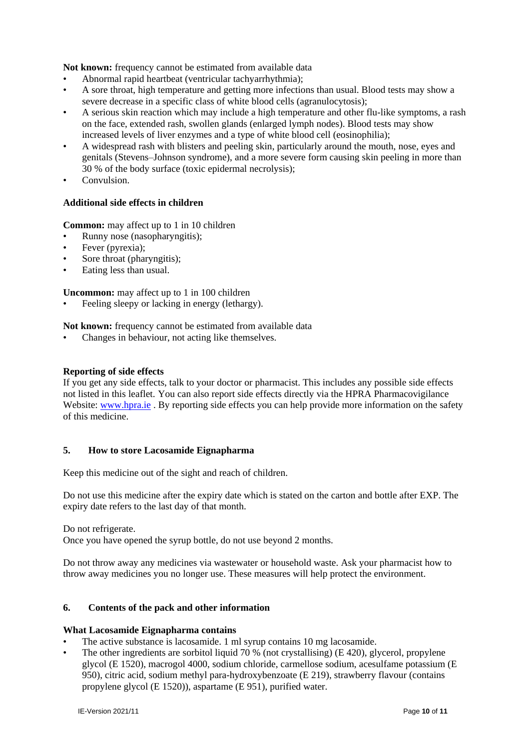**Not known:** frequency cannot be estimated from available data

- Abnormal rapid heartbeat (ventricular tachyarrhythmia);
- A sore throat, high temperature and getting more infections than usual. Blood tests may show a severe decrease in a specific class of white blood cells (agranulocytosis);
- A serious skin reaction which may include a high temperature and other flu-like symptoms, a rash on the face, extended rash, swollen glands (enlarged lymph nodes). Blood tests may show increased levels of liver enzymes and a type of white blood cell (eosinophilia);
- A widespread rash with blisters and peeling skin, particularly around the mouth, nose, eyes and genitals (Stevens–Johnson syndrome), and a more severe form causing skin peeling in more than 30 % of the body surface (toxic epidermal necrolysis);
- Convulsion.

**Additional side effects in children**

**Common:** may affect up to 1 in 10 children

- Runny nose (nasopharyngitis);
- Fever (pyrexia);
- Sore throat (pharyngitis);
- Eating less than usual.

**Uncommon:** may affect up to 1 in 100 children

- Feeling sleepy or lacking in energy (lethargy).

**Not known:** frequency cannot be estimated from available data

- Changes in behaviour, not acting like themselves.

**Reporting of side effects**

If you get any side effects, talk to your doctor or pharmacist. This includes any possible side effects not listed in this leaflet. You can also report side effects directly via the HPRA Pharmacovigilance Website: [www.hpra.ie](www.hpra.ie) . By reporting side effects you can help provide more information on the safety of this medicine.

## 5. How to store Lacosamide Eignapharma

Keep this medicine out of the sight and reach of children.

Do not use this medicine after the expiry date which is stated on the carton and bottle after EXP. The expiry date refers to the last day of that month.

Do not refrigerate.
Once you have opened the syrup bottle, do not use beyond 2 months.

Do not throw away any medicines via wastewater or household waste. Ask your pharmacist how to throw away medicines you no longer use. These measures will help protect the environment.

## 6. Contents of the pack and other information

**What Lacosamide Eignapharma contains**

- The active substance is lacosamide. 1 ml syrup contains 10 mg lacosamide.
- The other ingredients are sorbitol liquid 70 % (not crystallising) (E 420), glycerol, propylene glycol (E 1520), macrogol 4000, sodium chloride, carmellose sodium, acesulfame potassium (E 950), citric acid, sodium methyl para-hydroxybenzoate (E 219), strawberry flavour (contains propylene glycol (E 1520)), aspartame (E 951), purified water.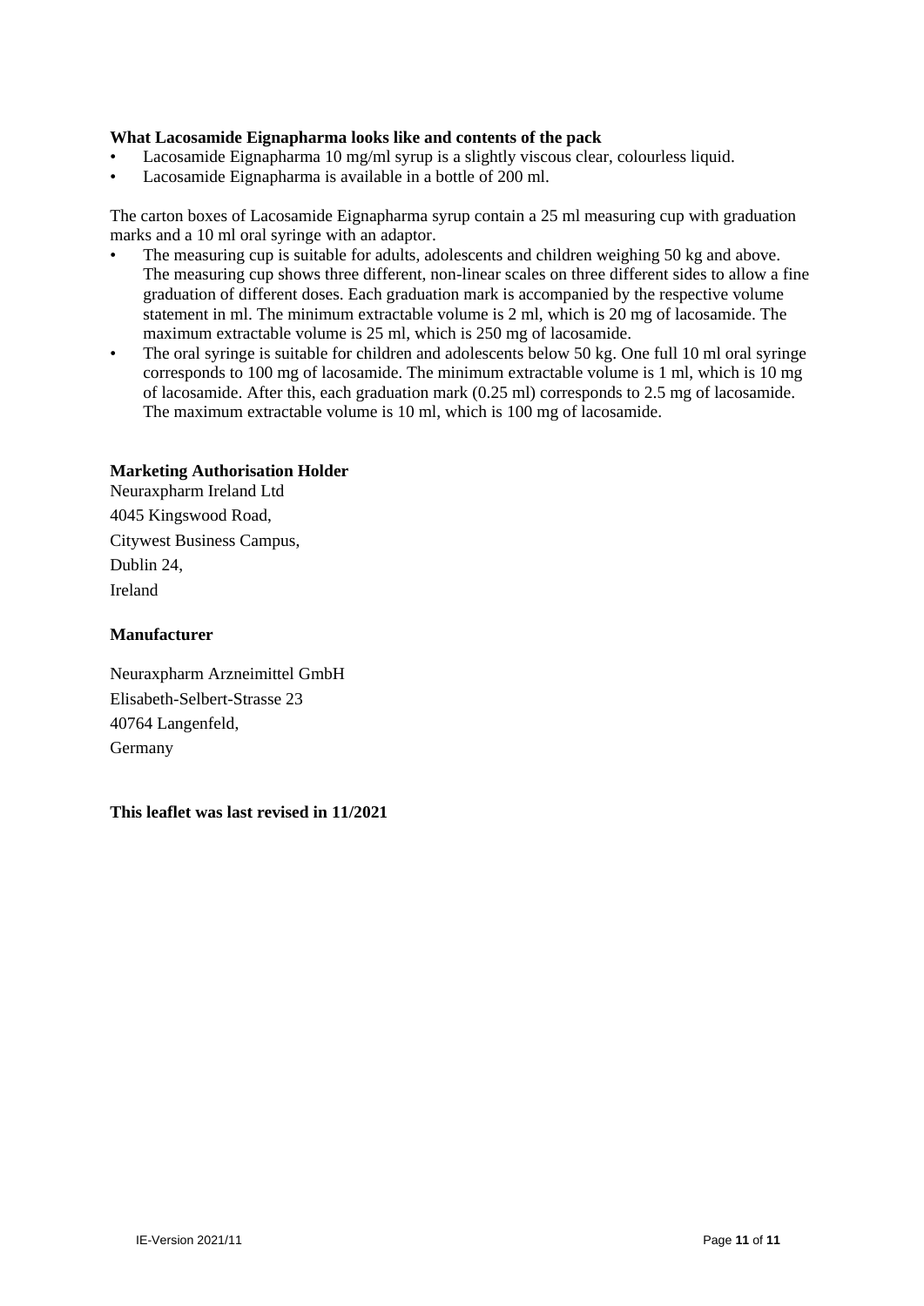**What Lacosamide Eignapharma looks like and contents of the pack**

- Lacosamide Eignapharma 10 mg/ml syrup is a slightly viscous clear, colourless liquid.
- Lacosamide Eignapharma is available in a bottle of 200 ml.

The carton boxes of Lacosamide Eignapharma syrup contain a 25 ml measuring cup with graduation marks and a 10 ml oral syringe with an adaptor.

- The measuring cup is suitable for adults, adolescents and children weighing 50 kg and above. The measuring cup shows three different, non-linear scales on three different sides to allow a fine graduation of different doses. Each graduation mark is accompanied by the respective volume statement in ml. The minimum extractable volume is 2 ml, which is 20 mg of lacosamide. The maximum extractable volume is 25 ml, which is 250 mg of lacosamide.
- The oral syringe is suitable for children and adolescents below 50 kg. One full 10 ml oral syringe corresponds to 100 mg of lacosamide. The minimum extractable volume is 1 ml, which is 10 mg of lacosamide. After this, each graduation mark (0.25 ml) corresponds to 2.5 mg of lacosamide. The maximum extractable volume is 10 ml, which is 100 mg of lacosamide.

**Marketing Authorisation Holder**

Neuraxpharm Ireland Ltd
4045 Kingswood Road,
Citywest Business Campus,
Dublin 24,
Ireland

**Manufacturer**

Neuraxpharm Arzneimittel GmbH
Elisabeth-Selbert-Strasse 23
40764 Langenfeld,
Germany

**This leaflet was last revised in 11/2021**